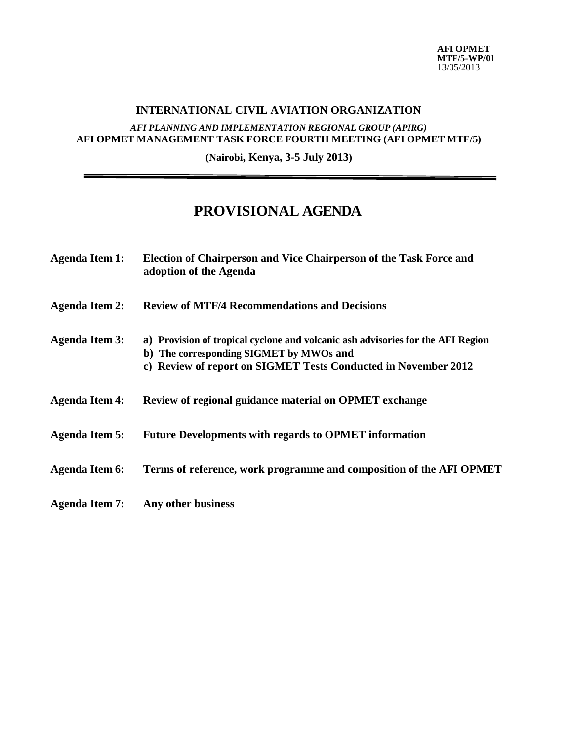**AFI OPMET**
**MTF/5-WP/01**
13/05/2013

**INTERNATIONAL CIVIL AVIATION ORGANIZATION**

***AFI PLANNING AND IMPLEMENTATION REGIONAL GROUP (APIRG)***
**AFI OPMET MANAGEMENT TASK FORCE FOURTH MEETING (AFI OPMET MTF/5)**

**(Nairobi, Kenya, 3-5 July 2013)**

---

# PROVISIONAL AGENDA

**Agenda Item 1:** **Election of Chairperson and Vice Chairperson of the Task Force and adoption of the Agenda**

**Agenda Item 2:** **Review of MTF/4 Recommendations and Decisions**

**Agenda Item 3:**
**a) Provision of tropical cyclone and volcanic ash advisories for the AFI Region**
**b) The corresponding SIGMET by MWOs and**
**c) Review of report on SIGMET Tests Conducted in November 2012**

**Agenda Item 4:** **Review of regional guidance material on OPMET exchange**

**Agenda Item 5:** **Future Developments with regards to OPMET information**

**Agenda Item 6:** **Terms of reference, work programme and composition of the AFI OPMET**

**Agenda Item 7:** **Any other business**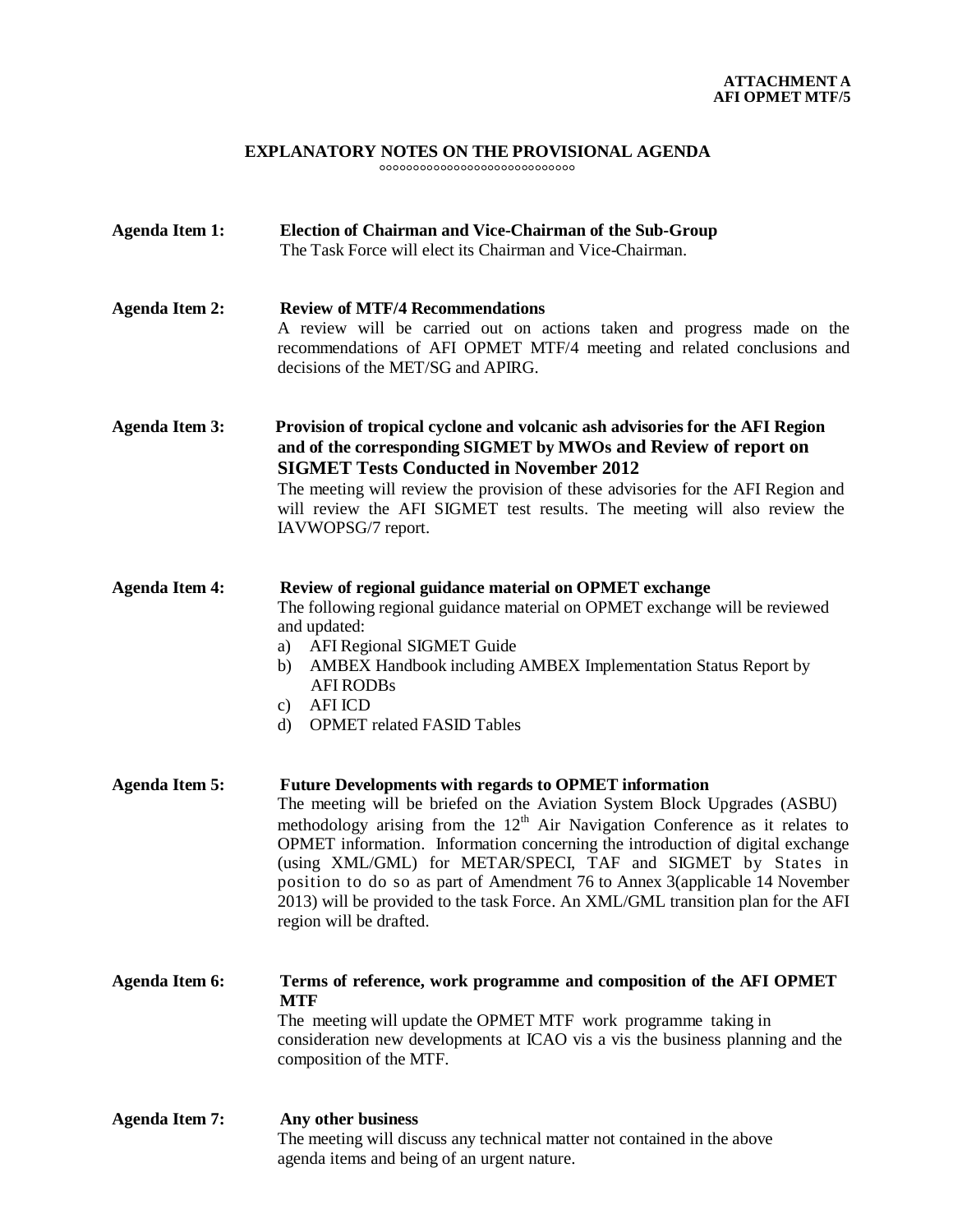**ATTACHMENT A**
**AFI OPMET MTF/5**

# EXPLANATORY NOTES ON THE PROVISIONAL AGENDA

**Agenda Item 1: Election of Chairman and Vice-Chairman of the Sub-Group**

The Task Force will elect its Chairman and Vice-Chairman.

**Agenda Item 2: Review of MTF/4 Recommendations**

A review will be carried out on actions taken and progress made on the recommendations of AFI OPMET MTF/4 meeting and related conclusions and decisions of the MET/SG and APIRG.

**Agenda Item 3: Provision of tropical cyclone and volcanic ash advisories for the AFI Region and of the corresponding SIGMET by MWOs and Review of report on SIGMET Tests Conducted in November 2012**

The meeting will review the provision of these advisories for the AFI Region and will review the AFI SIGMET test results. The meeting will also review the IAVWOPSG/7 report.

**Agenda Item 4: Review of regional guidance material on OPMET exchange**

The following regional guidance material on OPMET exchange will be reviewed and updated:

a) AFI Regional SIGMET Guide
b) AMBEX Handbook including AMBEX Implementation Status Report by AFI RODBs
c) AFI ICD
d) OPMET related FASID Tables

**Agenda Item 5: Future Developments with regards to OPMET information**

The meeting will be briefed on the Aviation System Block Upgrades (ASBU) methodology arising from the 12th Air Navigation Conference as it relates to OPMET information. Information concerning the introduction of digital exchange (using XML/GML) for METAR/SPECI, TAF and SIGMET by States in position to do so as part of Amendment 76 to Annex 3(applicable 14 November 2013) will be provided to the task Force. An XML/GML transition plan for the AFI region will be drafted.

**Agenda Item 6: Terms of reference, work programme and composition of the AFI OPMET MTF**

The meeting will update the OPMET MTF work programme taking in consideration new developments at ICAO vis a vis the business planning and the composition of the MTF.

**Agenda Item 7: Any other business**

The meeting will discuss any technical matter not contained in the above agenda items and being of an urgent nature.